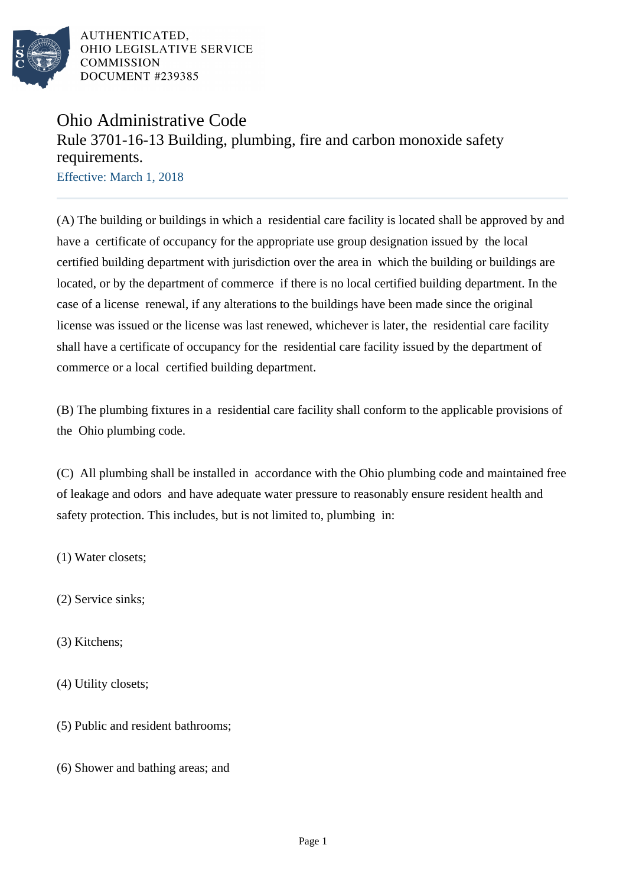AUTHENTICATED,
OHIO LEGISLATIVE SERVICE
COMMISSION
DOCUMENT #239385

# Ohio Administrative Code

## Rule 3701-16-13 Building, plumbing, fire and carbon monoxide safety requirements.

Effective: March 1, 2018

(A) The building or buildings in which a residential care facility is located shall be approved by and have a certificate of occupancy for the appropriate use group designation issued by the local certified building department with jurisdiction over the area in which the building or buildings are located, or by the department of commerce if there is no local certified building department. In the case of a license renewal, if any alterations to the buildings have been made since the original license was issued or the license was last renewed, whichever is later, the residential care facility shall have a certificate of occupancy for the residential care facility issued by the department of commerce or a local certified building department.

(B) The plumbing fixtures in a residential care facility shall conform to the applicable provisions of the Ohio plumbing code.

(C) All plumbing shall be installed in accordance with the Ohio plumbing code and maintained free of leakage and odors and have adequate water pressure to reasonably ensure resident health and safety protection. This includes, but is not limited to, plumbing in:

(1) Water closets;

(2) Service sinks;

(3) Kitchens;

(4) Utility closets;

(5) Public and resident bathrooms;

(6) Shower and bathing areas; and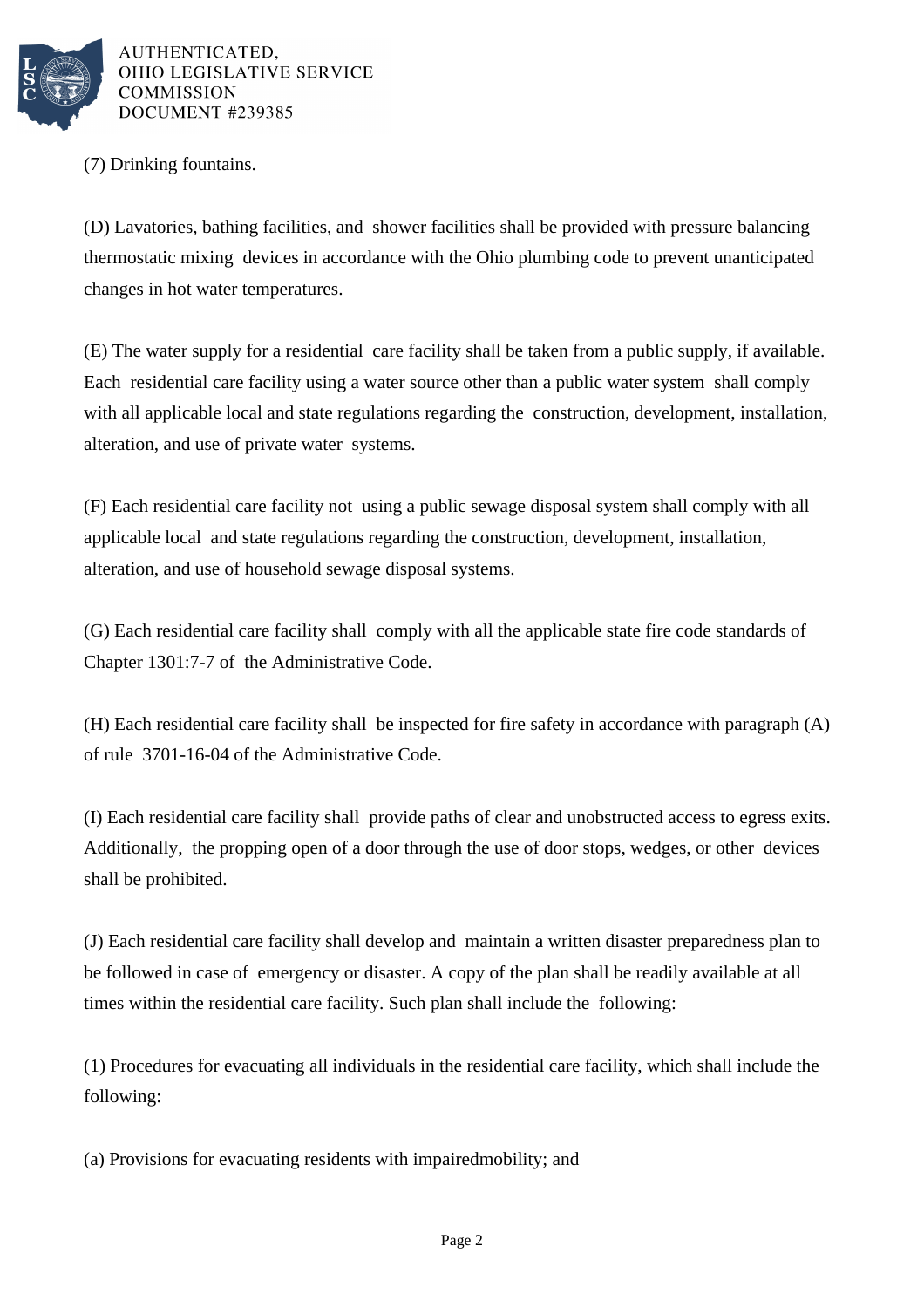(7) Drinking fountains.

(D) Lavatories, bathing facilities, and shower facilities shall be provided with pressure balancing thermostatic mixing devices in accordance with the Ohio plumbing code to prevent unanticipated changes in hot water temperatures.

(E) The water supply for a residential care facility shall be taken from a public supply, if available. Each residential care facility using a water source other than a public water system shall comply with all applicable local and state regulations regarding the construction, development, installation, alteration, and use of private water systems.

(F) Each residential care facility not using a public sewage disposal system shall comply with all applicable local and state regulations regarding the construction, development, installation, alteration, and use of household sewage disposal systems.

(G) Each residential care facility shall comply with all the applicable state fire code standards of Chapter 1301:7-7 of the Administrative Code.

(H) Each residential care facility shall be inspected for fire safety in accordance with paragraph (A) of rule 3701-16-04 of the Administrative Code.

(I) Each residential care facility shall provide paths of clear and unobstructed access to egress exits. Additionally, the propping open of a door through the use of door stops, wedges, or other devices shall be prohibited.

(J) Each residential care facility shall develop and maintain a written disaster preparedness plan to be followed in case of emergency or disaster. A copy of the plan shall be readily available at all times within the residential care facility. Such plan shall include the following:

(1) Procedures for evacuating all individuals in the residential care facility, which shall include the following:

(a) Provisions for evacuating residents with impairedmobility; and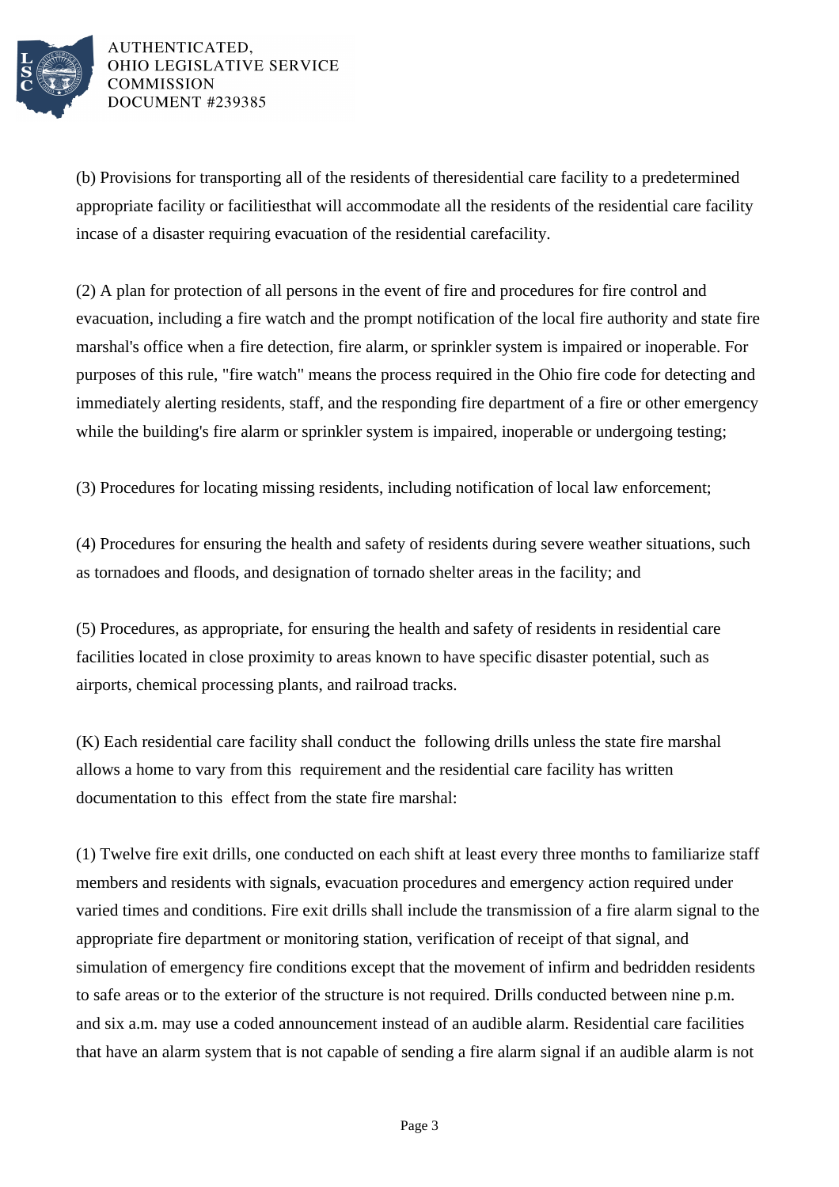(b) Provisions for transporting all of the residents of theresidential care facility to a predetermined appropriate facility or facilitiesthat will accommodate all the residents of the residential care facility incase of a disaster requiring evacuation of the residential carefacility.

(2) A plan for protection of all persons in the event of fire and procedures for fire control and evacuation, including a fire watch and the prompt notification of the local fire authority and state fire marshal's office when a fire detection, fire alarm, or sprinkler system is impaired or inoperable. For purposes of this rule, "fire watch" means the process required in the Ohio fire code for detecting and immediately alerting residents, staff, and the responding fire department of a fire or other emergency while the building's fire alarm or sprinkler system is impaired, inoperable or undergoing testing;

(3) Procedures for locating missing residents, including notification of local law enforcement;

(4) Procedures for ensuring the health and safety of residents during severe weather situations, such as tornadoes and floods, and designation of tornado shelter areas in the facility; and

(5) Procedures, as appropriate, for ensuring the health and safety of residents in residential care facilities located in close proximity to areas known to have specific disaster potential, such as airports, chemical processing plants, and railroad tracks.

(K) Each residential care facility shall conduct the following drills unless the state fire marshal allows a home to vary from this requirement and the residential care facility has written documentation to this effect from the state fire marshal:

(1) Twelve fire exit drills, one conducted on each shift at least every three months to familiarize staff members and residents with signals, evacuation procedures and emergency action required under varied times and conditions. Fire exit drills shall include the transmission of a fire alarm signal to the appropriate fire department or monitoring station, verification of receipt of that signal, and simulation of emergency fire conditions except that the movement of infirm and bedridden residents to safe areas or to the exterior of the structure is not required. Drills conducted between nine p.m. and six a.m. may use a coded announcement instead of an audible alarm. Residential care facilities that have an alarm system that is not capable of sending a fire alarm signal if an audible alarm is not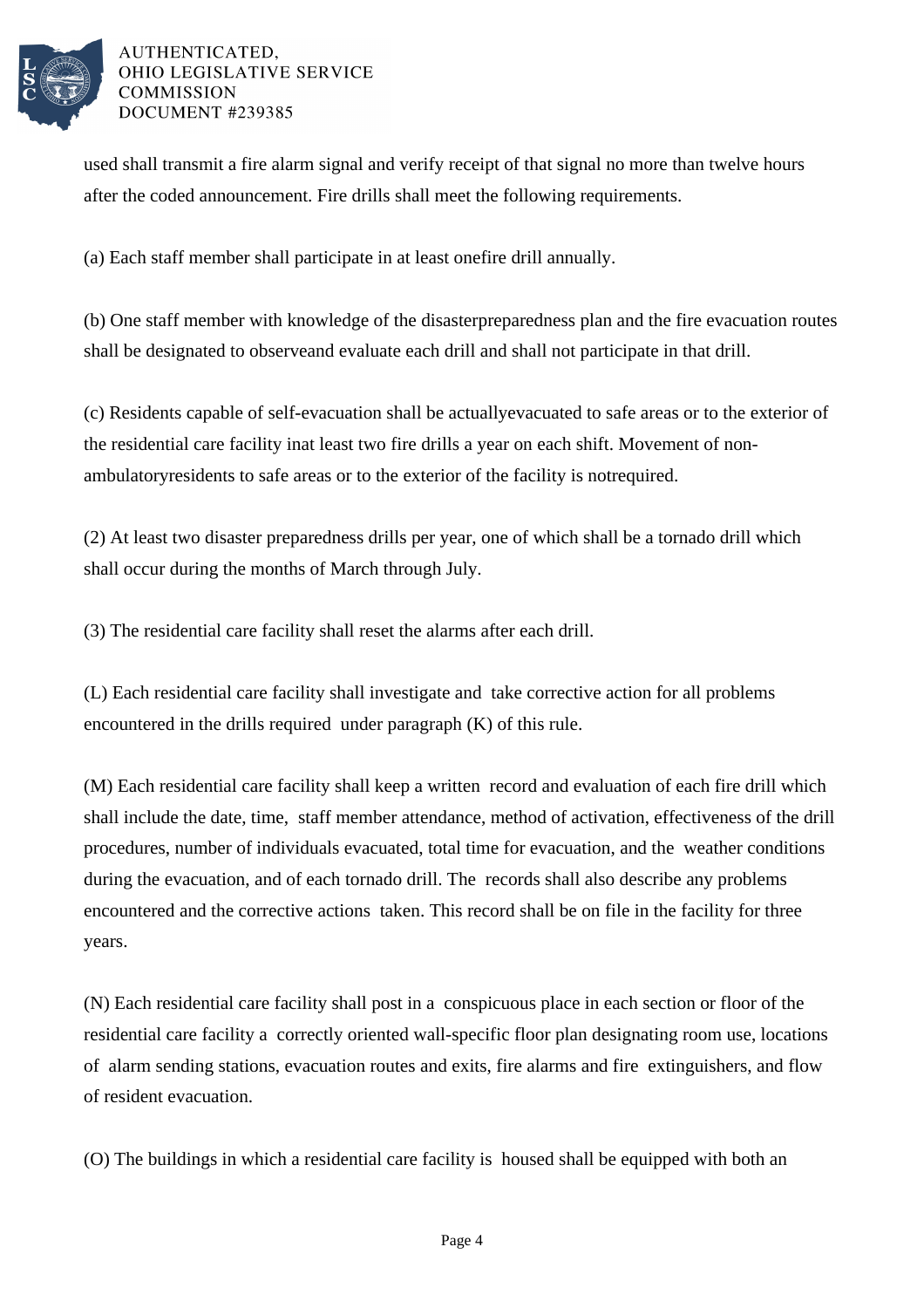used shall transmit a fire alarm signal and verify receipt of that signal no more than twelve hours after the coded announcement. Fire drills shall meet the following requirements.

(a) Each staff member shall participate in at least onefire drill annually.

(b) One staff member with knowledge of the disasterpreparedness plan and the fire evacuation routes shall be designated to observeand evaluate each drill and shall not participate in that drill.

(c) Residents capable of self-evacuation shall be actuallyevacuated to safe areas or to the exterior of the residential care facility inat least two fire drills a year on each shift. Movement of non-ambulatoryresidents to safe areas or to the exterior of the facility is notrequired.

(2) At least two disaster preparedness drills per year, one of which shall be a tornado drill which shall occur during the months of March through July.

(3) The residential care facility shall reset the alarms after each drill.

(L) Each residential care facility shall investigate and take corrective action for all problems encountered in the drills required under paragraph (K) of this rule.

(M) Each residential care facility shall keep a written record and evaluation of each fire drill which shall include the date, time, staff member attendance, method of activation, effectiveness of the drill procedures, number of individuals evacuated, total time for evacuation, and the weather conditions during the evacuation, and of each tornado drill. The records shall also describe any problems encountered and the corrective actions taken. This record shall be on file in the facility for three years.

(N) Each residential care facility shall post in a conspicuous place in each section or floor of the residential care facility a correctly oriented wall-specific floor plan designating room use, locations of alarm sending stations, evacuation routes and exits, fire alarms and fire extinguishers, and flow of resident evacuation.

(O) The buildings in which a residential care facility is housed shall be equipped with both an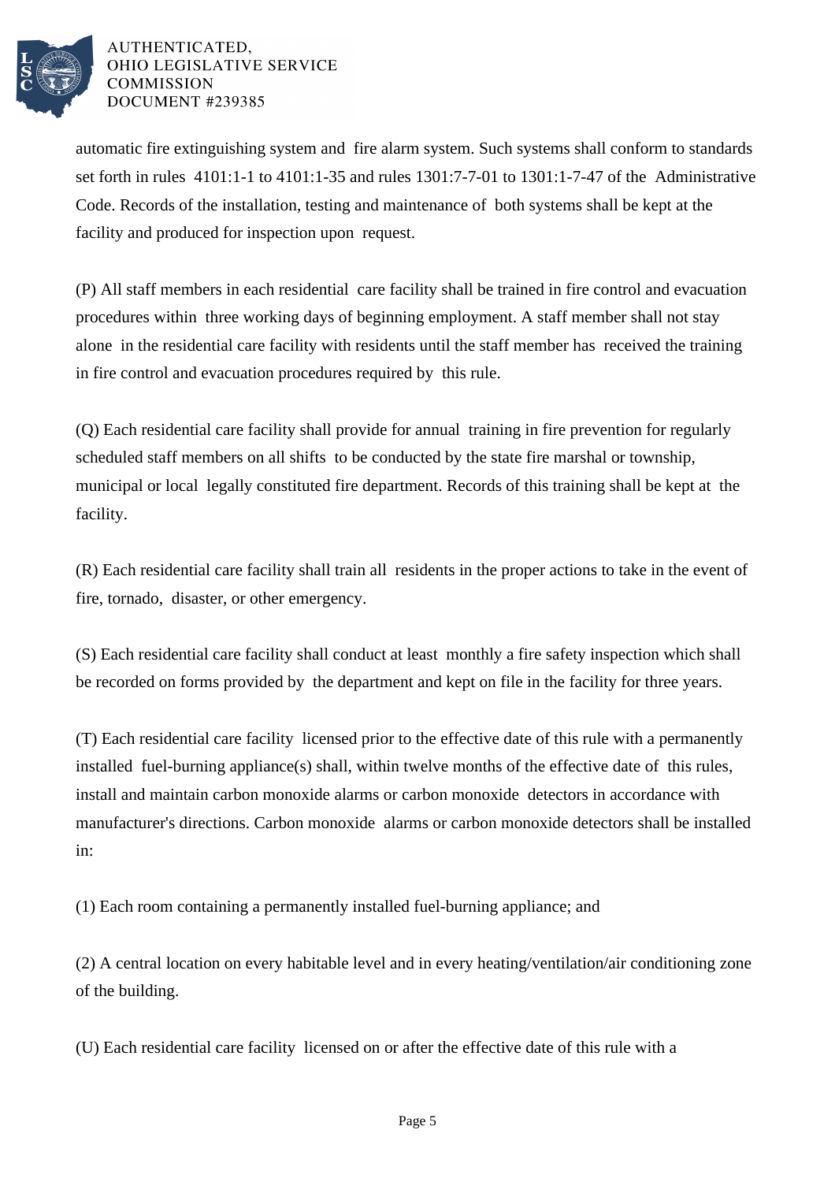automatic fire extinguishing system and fire alarm system. Such systems shall conform to standards set forth in rules 4101:1-1 to 4101:1-35 and rules 1301:7-7-01 to 1301:1-7-47 of the Administrative Code. Records of the installation, testing and maintenance of both systems shall be kept at the facility and produced for inspection upon request.

(P) All staff members in each residential care facility shall be trained in fire control and evacuation procedures within three working days of beginning employment. A staff member shall not stay alone in the residential care facility with residents until the staff member has received the training in fire control and evacuation procedures required by this rule.

(Q) Each residential care facility shall provide for annual training in fire prevention for regularly scheduled staff members on all shifts to be conducted by the state fire marshal or township, municipal or local legally constituted fire department. Records of this training shall be kept at the facility.

(R) Each residential care facility shall train all residents in the proper actions to take in the event of fire, tornado, disaster, or other emergency.

(S) Each residential care facility shall conduct at least monthly a fire safety inspection which shall be recorded on forms provided by the department and kept on file in the facility for three years.

(T) Each residential care facility licensed prior to the effective date of this rule with a permanently installed fuel-burning appliance(s) shall, within twelve months of the effective date of this rules, install and maintain carbon monoxide alarms or carbon monoxide detectors in accordance with manufacturer's directions. Carbon monoxide alarms or carbon monoxide detectors shall be installed in:

(1) Each room containing a permanently installed fuel-burning appliance; and

(2) A central location on every habitable level and in every heating/ventilation/air conditioning zone of the building.

(U) Each residential care facility licensed on or after the effective date of this rule with a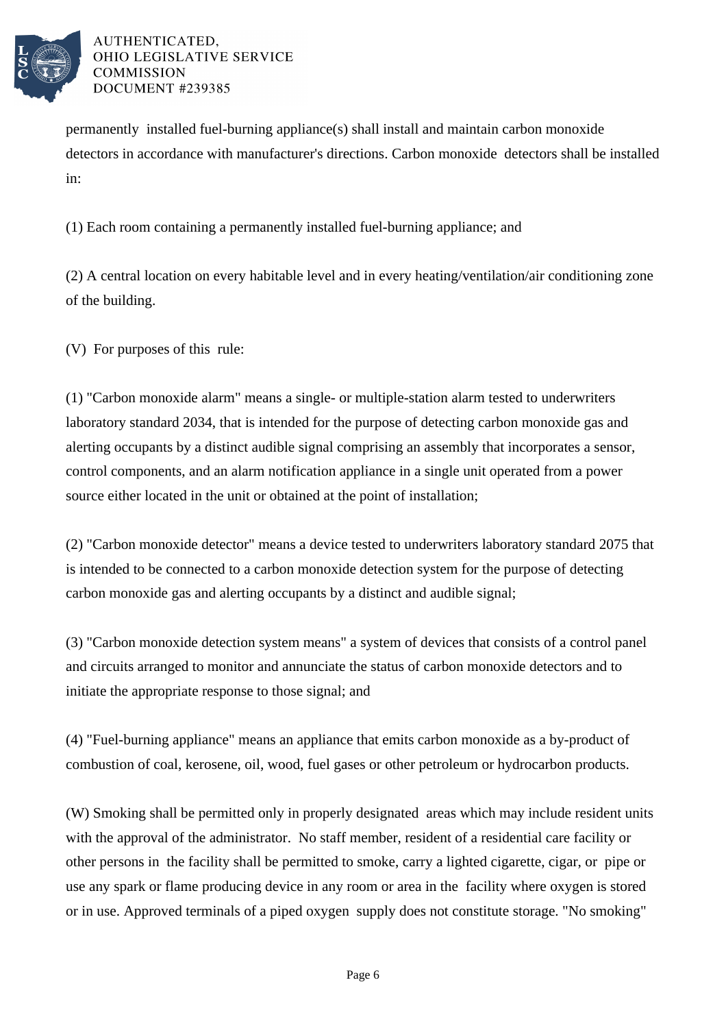permanently installed fuel-burning appliance(s) shall install and maintain carbon monoxide detectors in accordance with manufacturer's directions. Carbon monoxide detectors shall be installed in:

(1) Each room containing a permanently installed fuel-burning appliance; and

(2) A central location on every habitable level and in every heating/ventilation/air conditioning zone of the building.

(V) For purposes of this rule:

(1) "Carbon monoxide alarm" means a single- or multiple-station alarm tested to underwriters laboratory standard 2034, that is intended for the purpose of detecting carbon monoxide gas and alerting occupants by a distinct audible signal comprising an assembly that incorporates a sensor, control components, and an alarm notification appliance in a single unit operated from a power source either located in the unit or obtained at the point of installation;

(2) "Carbon monoxide detector" means a device tested to underwriters laboratory standard 2075 that is intended to be connected to a carbon monoxide detection system for the purpose of detecting carbon monoxide gas and alerting occupants by a distinct and audible signal;

(3) "Carbon monoxide detection system means" a system of devices that consists of a control panel and circuits arranged to monitor and annunciate the status of carbon monoxide detectors and to initiate the appropriate response to those signal; and

(4) "Fuel-burning appliance" means an appliance that emits carbon monoxide as a by-product of combustion of coal, kerosene, oil, wood, fuel gases or other petroleum or hydrocarbon products.

(W) Smoking shall be permitted only in properly designated areas which may include resident units with the approval of the administrator. No staff member, resident of a residential care facility or other persons in the facility shall be permitted to smoke, carry a lighted cigarette, cigar, or pipe or use any spark or flame producing device in any room or area in the facility where oxygen is stored or in use. Approved terminals of a piped oxygen supply does not constitute storage. "No smoking"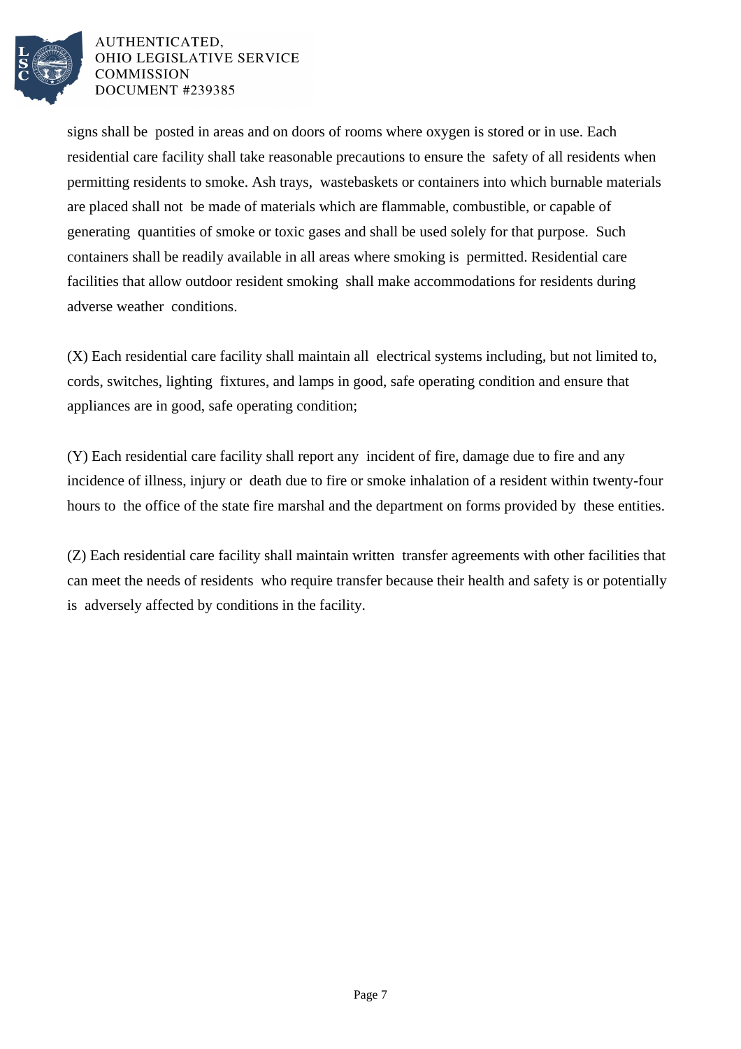signs shall be posted in areas and on doors of rooms where oxygen is stored or in use. Each residential care facility shall take reasonable precautions to ensure the safety of all residents when permitting residents to smoke. Ash trays, wastebaskets or containers into which burnable materials are placed shall not be made of materials which are flammable, combustible, or capable of generating quantities of smoke or toxic gases and shall be used solely for that purpose. Such containers shall be readily available in all areas where smoking is permitted. Residential care facilities that allow outdoor resident smoking shall make accommodations for residents during adverse weather conditions.

(X) Each residential care facility shall maintain all electrical systems including, but not limited to, cords, switches, lighting fixtures, and lamps in good, safe operating condition and ensure that appliances are in good, safe operating condition;

(Y) Each residential care facility shall report any incident of fire, damage due to fire and any incidence of illness, injury or death due to fire or smoke inhalation of a resident within twenty-four hours to the office of the state fire marshal and the department on forms provided by these entities.

(Z) Each residential care facility shall maintain written transfer agreements with other facilities that can meet the needs of residents who require transfer because their health and safety is or potentially is adversely affected by conditions in the facility.